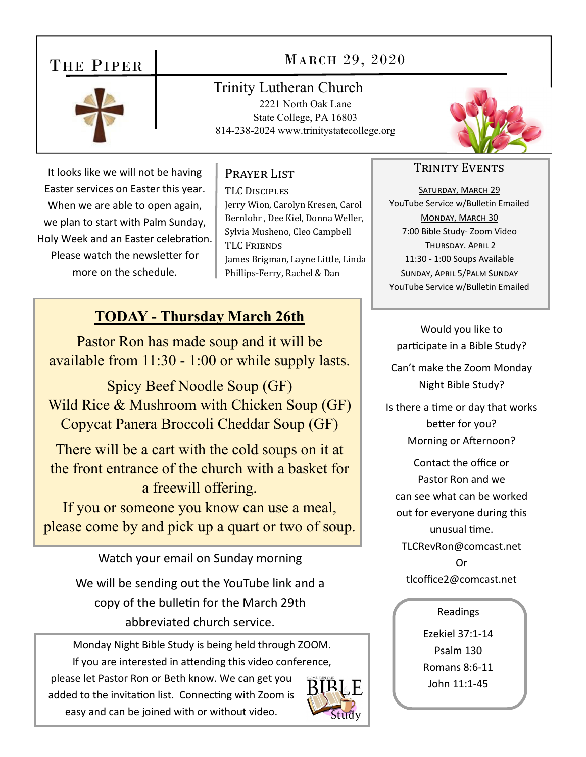# The Piper

## March 29, 2020

**Trinity Lutheran Church**
2221 North Oak Lane
State College, PA 16803
814-238-2024 www.trinitystatecollege.org

It looks like we will not be having Easter services on Easter this year. When we are able to open again, we plan to start with Palm Sunday, Holy Week and an Easter celebration. Please watch the newsletter for more on the schedule.

## Prayer List

**TLC Disciples**
Jerry Wion, Carolyn Kresen, Carol Bernlohr , Dee Kiel, Donna Weller, Sylvia Musheno, Cleo Campbell

**TLC Friends**
James Brigman, Layne Little, Linda Phillips-Ferry, Rachel & Dan

## Trinity Events

**Saturday, March 29**
YouTube Service w/Bulletin Emailed

**Monday, March 30**
7:00 Bible Study- Zoom Video

**Thursday. April 2**
11:30 - 1:00 Soups Available

**Sunday, April 5/Palm Sunday**
YouTube Service w/Bulletin Emailed

## TODAY - Thursday March 26th

Pastor Ron has made soup and it will be available from 11:30 - 1:00 or while supply lasts.

Spicy Beef Noodle Soup (GF)
Wild Rice & Mushroom with Chicken Soup (GF)
Copycat Panera Broccoli Cheddar Soup (GF)

There will be a cart with the cold soups on it at the front entrance of the church with a basket for a freewill offering.
If you or someone you know can use a meal, please come by and pick up a quart or two of soup.

Watch your email on Sunday morning

We will be sending out the YouTube link and a copy of the bulletin for the March 29th abbreviated church service.

Monday Night Bible Study is being held through ZOOM. If you are interested in attending this video conference, please let Pastor Ron or Beth know. We can get you added to the invitation list. Connecting with Zoom is easy and can be joined with or without video.

Would you like to participate in a Bible Study?

Can't make the Zoom Monday Night Bible Study?

Is there a time or day that works better for you? Morning or Afternoon?

Contact the office or Pastor Ron and we can see what can be worked out for everyone during this unusual time.
TLCRevRon@comcast.net
Or
tlcoffice2@comcast.net

**Readings**

Ezekiel 37:1-14
Psalm 130
Romans 8:6-11
John 11:1-45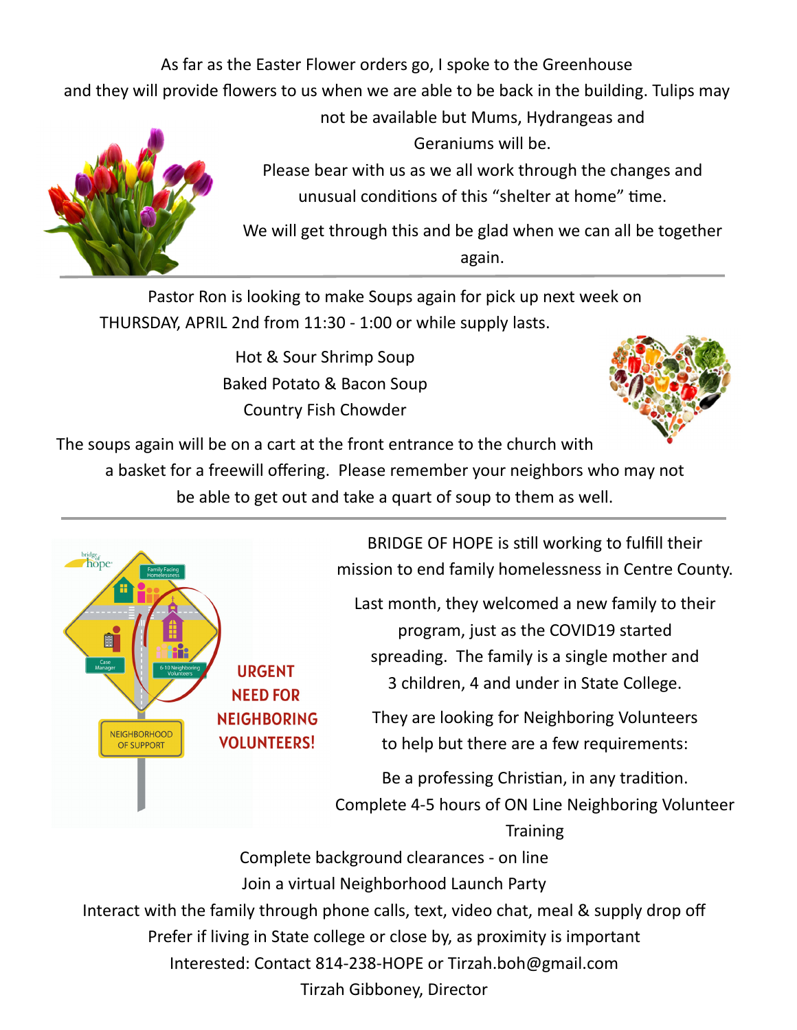As far as the Easter Flower orders go, I spoke to the Greenhouse and they will provide flowers to us when we are able to be back in the building. Tulips may not be available but Mums, Hydrangeas and Geraniums will be.

Please bear with us as we all work through the changes and unusual conditions of this "shelter at home" time.

We will get through this and be glad when we can all be together again.

---

Pastor Ron is looking to make Soups again for pick up next week on THURSDAY, APRIL 2nd from 11:30 - 1:00 or while supply lasts.

Hot & Sour Shrimp Soup
Baked Potato & Bacon Soup
Country Fish Chowder

The soups again will be on a cart at the front entrance to the church with a basket for a freewill offering. Please remember your neighbors who may not be able to get out and take a quart of soup to them as well.

---

**URGENT NEED FOR NEIGHBORING VOLUNTEERS!**

BRIDGE OF HOPE is still working to fulfill their mission to end family homelessness in Centre County.

Last month, they welcomed a new family to their program, just as the COVID19 started spreading. The family is a single mother and 3 children, 4 and under in State College.

They are looking for Neighboring Volunteers to help but there are a few requirements:

Be a professing Christian, in any tradition.
Complete 4-5 hours of ON Line Neighboring Volunteer Training
Complete background clearances - on line
Join a virtual Neighborhood Launch Party
Interact with the family through phone calls, text, video chat, meal & supply drop off
Prefer if living in State college or close by, as proximity is important
Interested: Contact 814-238-HOPE or Tirzah.boh@gmail.com
Tirzah Gibboney, Director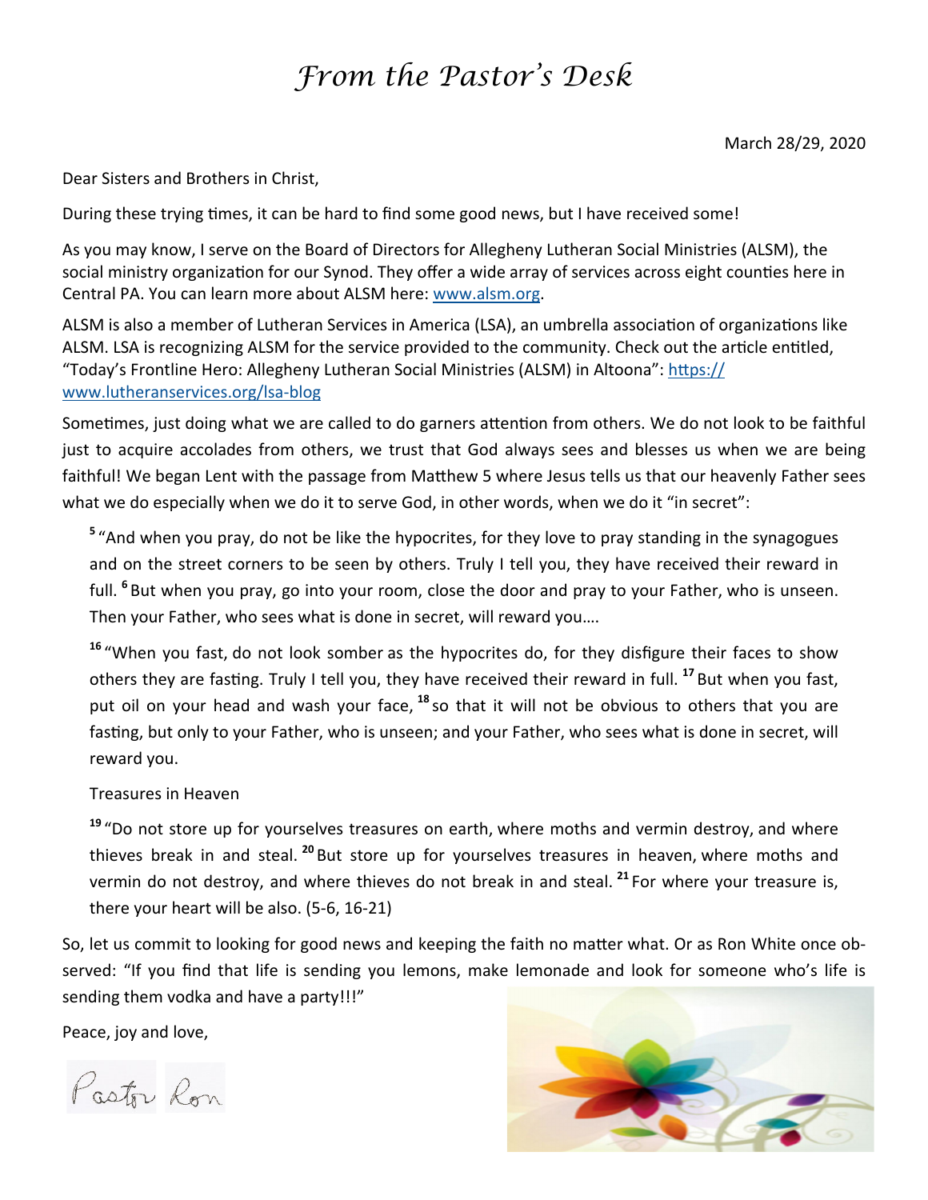# *From the Pastor's Desk*

March 28/29, 2020

Dear Sisters and Brothers in Christ,

During these trying times, it can be hard to find some good news, but I have received some!

As you may know, I serve on the Board of Directors for Allegheny Lutheran Social Ministries (ALSM), the social ministry organization for our Synod. They offer a wide array of services across eight counties here in Central PA. You can learn more about ALSM here: [www.alsm.org](www.alsm.org).

ALSM is also a member of Lutheran Services in America (LSA), an umbrella association of organizations like ALSM. LSA is recognizing ALSM for the service provided to the community. Check out the article entitled, "Today's Frontline Hero: Allegheny Lutheran Social Ministries (ALSM) in Altoona": [https://www.lutheranservices.org/lsa-blog](https://www.lutheranservices.org/lsa-blog)

Sometimes, just doing what we are called to do garners attention from others. We do not look to be faithful just to acquire accolades from others, we trust that God always sees and blesses us when we are being faithful! We began Lent with the passage from Matthew 5 where Jesus tells us that our heavenly Father sees what we do especially when we do it to serve God, in other words, when we do it "in secret":

> [5] "And when you pray, do not be like the hypocrites, for they love to pray standing in the synagogues and on the street corners to be seen by others. Truly I tell you, they have received their reward in full. [6] But when you pray, go into your room, close the door and pray to your Father, who is unseen. Then your Father, who sees what is done in secret, will reward you….
>
> [16] "When you fast, do not look somber as the hypocrites do, for they disfigure their faces to show others they are fasting. Truly I tell you, they have received their reward in full. [17] But when you fast, put oil on your head and wash your face, [18] so that it will not be obvious to others that you are fasting, but only to your Father, who is unseen; and your Father, who sees what is done in secret, will reward you.
>
> Treasures in Heaven
>
> [19] "Do not store up for yourselves treasures on earth, where moths and vermin destroy, and where thieves break in and steal. [20] But store up for yourselves treasures in heaven, where moths and vermin do not destroy, and where thieves do not break in and steal. [21] For where your treasure is, there your heart will be also. (5-6, 16-21)

So, let us commit to looking for good news and keeping the faith no matter what. Or as Ron White once observed: "If you find that life is sending you lemons, make lemonade and look for someone who's life is sending them vodka and have a party!!!"

Peace, joy and love,

Pastor Ron